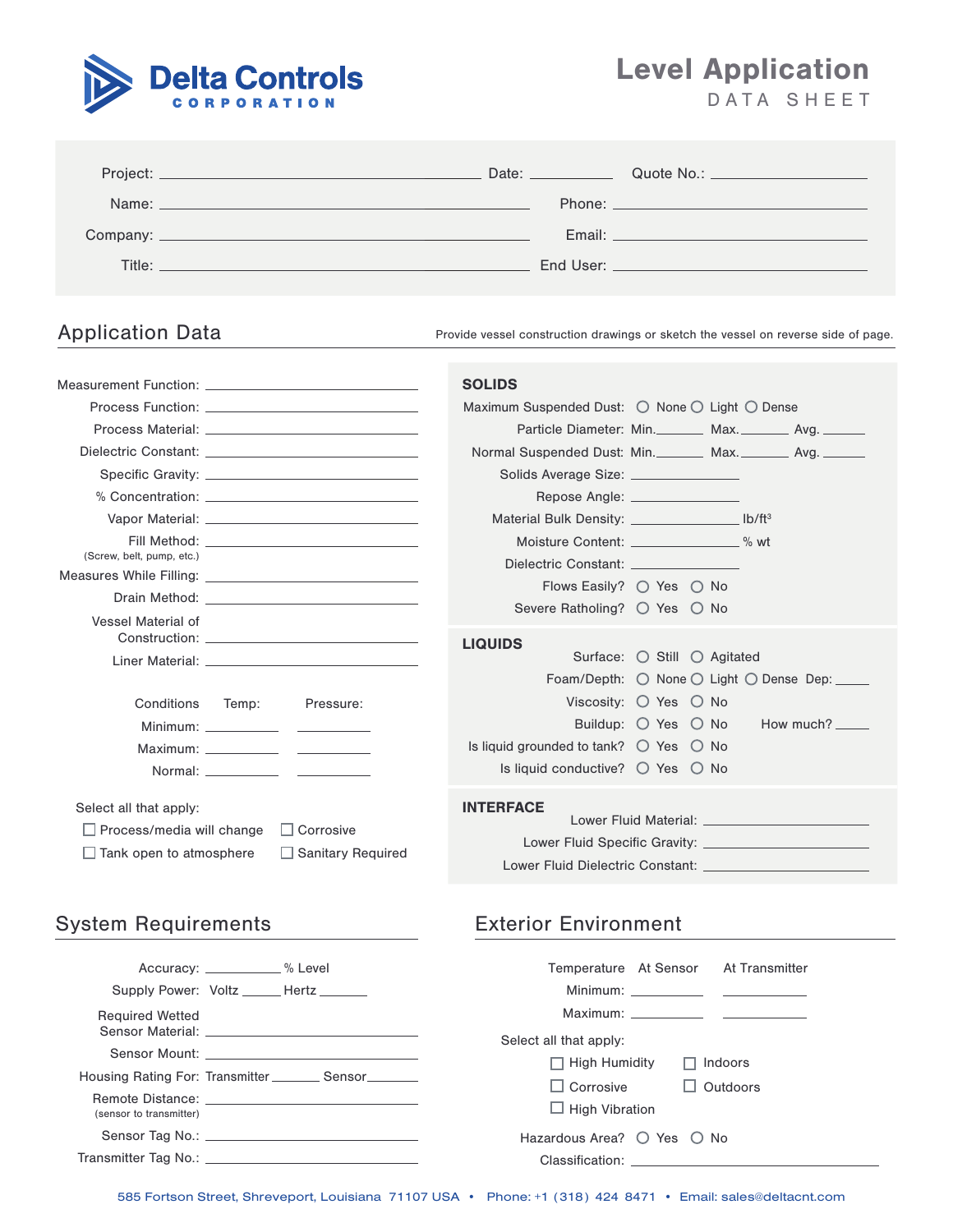**Delta Controls CORPORATION**

# Level Application DATA SHEET

Project: ______________________ Date: __________ Quote No.: __________

Name: ______________________ Phone: ______________________

Company: ______________________ Email: ______________________

Title: ______________________ End User: ______________________

## Application Data

Provide vessel construction drawings or sketch the vessel on reverse side of page.

Measurement Function: ______________________

Process Function: ______________________

Process Material: ______________________

Dielectric Constant: ______________________

Specific Gravity: ______________________

% Concentration: ______________________

Vapor Material: ______________________

Fill Method: ______________________
(Screw, belt, pump, etc.)

Measures While Filling: ______________________

Drain Method: ______________________

Vessel Material of Construction: ______________________

Liner Material: ______________________

| Conditions | Temp: | Pressure: |
|---|---|---|
| Minimum: | | |
| Maximum: | | |
| Normal: | | |

Select all that apply:

- ☐ Process/media will change
- ☐ Corrosive
- ☐ Tank open to atmosphere
- ☐ Sanitary Required

### SOLIDS

Maximum Suspended Dust: ○ None ○ Light ○ Dense

Particle Diameter: Min.______ Max.______ Avg. ______

Normal Suspended Dust: Min.______ Max.______ Avg. ______

Solids Average Size: ______________

Repose Angle: ______________

Material Bulk Density: ______________ $lb/ft^3$

Moisture Content: ______________ % wt

Dielectric Constant: ______________

Flows Easily? ○ Yes ○ No

Severe Ratholing? ○ Yes ○ No

### LIQUIDS

Surface: ○ Still ○ Agitated

Foam/Depth: ○ None ○ Light ○ Dense Dep: _____

Viscosity: ○ Yes ○ No

Buildup: ○ Yes ○ No How much? _____

Is liquid grounded to tank? ○ Yes ○ No

Is liquid conductive? ○ Yes ○ No

### INTERFACE

Lower Fluid Material: ______________________

Lower Fluid Specific Gravity: ______________________

Lower Fluid Dielectric Constant: ______________________

## System Requirements

Accuracy: __________ % Level

Supply Power: Voltz ______ Hertz _______

Required Wetted Sensor Material: ______________________

Sensor Mount: ______________________

Housing Rating For: Transmitter _______ Sensor_______

Remote Distance: ______________________
(sensor to transmitter)

Sensor Tag No.: ______________________

Transmitter Tag No.: ______________________

## Exterior Environment

| Temperature | At Sensor | At Transmitter |
|---|---|---|
| Minimum: | | |
| Maximum: | | |

Select all that apply:

- ☐ High Humidity
- ☐ Indoors
- ☐ Corrosive
- ☐ Outdoors
- ☐ High Vibration

Hazardous Area? ○ Yes ○ No

Classification: ______________________

585 Fortson Street, Shreveport, Louisiana 71107 USA • Phone: +1 (318) 424 8471 • Email: sales@deltacnt.com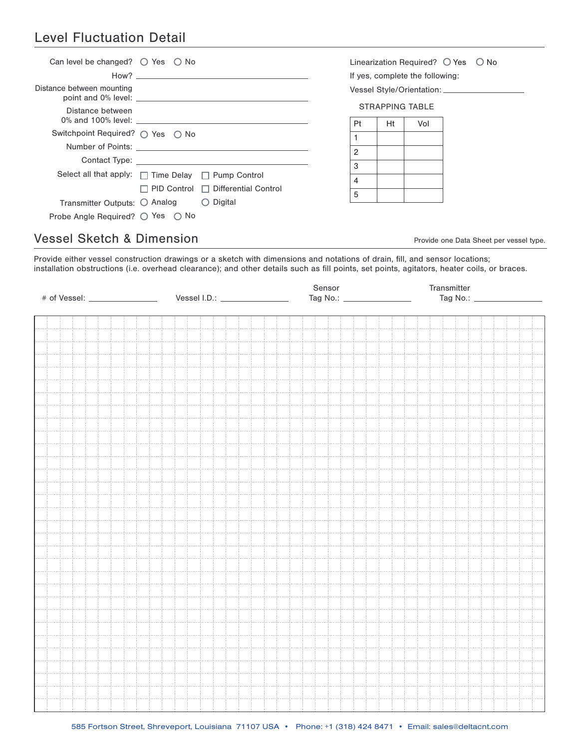## Level Fluctuation Detail

Can level be changed? ○ Yes ○ No

How? ______________________________

Distance between mounting point and 0% level: ______________________________

Distance between 0% and 100% level: ______________________________

Switchpoint Required? ○ Yes ○ No

Number of Points: ______________________________

Contact Type: ______________________________

Select all that apply: ☐ Time Delay ☐ Pump Control ☐ PID Control ☐ Differential Control

Transmitter Outputs: ○ Analog ○ Digital

Probe Angle Required? ○ Yes ○ No

Linearization Required? ○ Yes ○ No

If yes, complete the following:

Vessel Style/Orientation: ____________________

STRAPPING TABLE

| Pt | Ht | Vol |
|---|---|---|
| 1 | | |
| 2 | | |
| 3 | | |
| 4 | | |
| 5 | | |

## Vessel Sketch & Dimension

Provide one Data Sheet per vessel type.

Provide either vessel construction drawings or a sketch with dimensions and notations of drain, fill, and sensor locations; installation obstructions (i.e. overhead clearance); and other details such as fill points, set points, agitators, heater coils, or braces.

# of Vessel: ____________ Vessel I.D.: ____________ Sensor Tag No.: ____________ Transmitter Tag No.: ____________

585 Fortson Street, Shreveport, Louisiana 71107 USA • Phone: +1 (318) 424 8471 • Email: sales@deltacnt.com